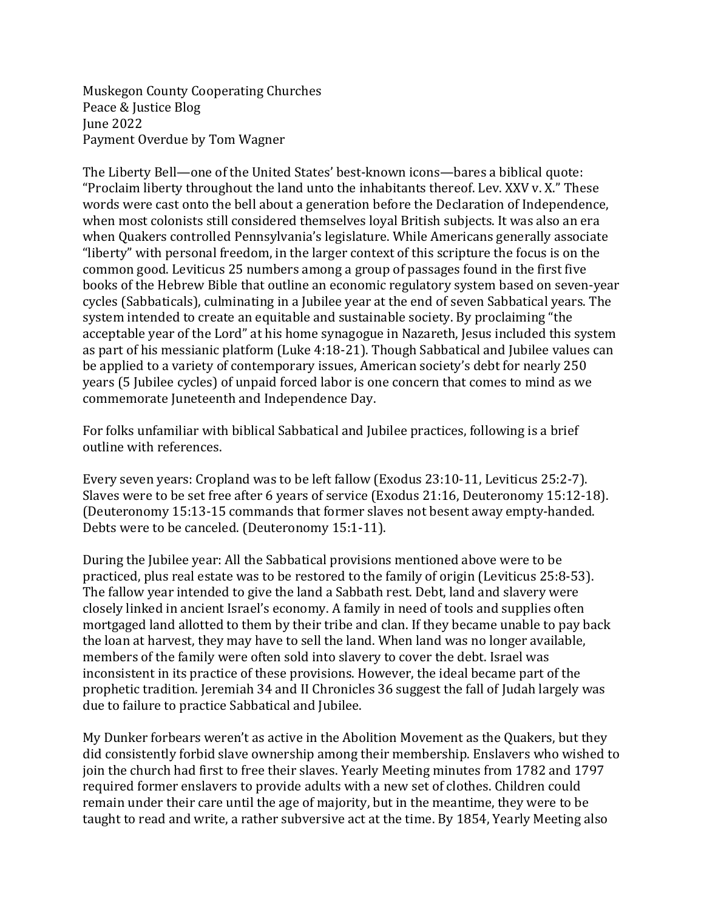Muskegon County Cooperating Churches
Peace & Justice Blog
June 2022
Payment Overdue by Tom Wagner

The Liberty Bell—one of the United States' best-known icons—bares a biblical quote: "Proclaim liberty throughout the land unto the inhabitants thereof. Lev. XXV v. X." These words were cast onto the bell about a generation before the Declaration of Independence, when most colonists still considered themselves loyal British subjects. It was also an era when Quakers controlled Pennsylvania's legislature. While Americans generally associate "liberty" with personal freedom, in the larger context of this scripture the focus is on the common good. Leviticus 25 numbers among a group of passages found in the first five books of the Hebrew Bible that outline an economic regulatory system based on seven-year cycles (Sabbaticals), culminating in a Jubilee year at the end of seven Sabbatical years. The system intended to create an equitable and sustainable society. By proclaiming "the acceptable year of the Lord" at his home synagogue in Nazareth, Jesus included this system as part of his messianic platform (Luke 4:18-21). Though Sabbatical and Jubilee values can be applied to a variety of contemporary issues, American society's debt for nearly 250 years (5 Jubilee cycles) of unpaid forced labor is one concern that comes to mind as we commemorate Juneteenth and Independence Day.

For folks unfamiliar with biblical Sabbatical and Jubilee practices, following is a brief outline with references.

Every seven years: Cropland was to be left fallow (Exodus 23:10-11, Leviticus 25:2-7). Slaves were to be set free after 6 years of service (Exodus 21:16, Deuteronomy 15:12-18). (Deuteronomy 15:13-15 commands that former slaves not besent away empty-handed. Debts were to be canceled. (Deuteronomy 15:1-11).

During the Jubilee year: All the Sabbatical provisions mentioned above were to be practiced, plus real estate was to be restored to the family of origin (Leviticus 25:8-53). The fallow year intended to give the land a Sabbath rest. Debt, land and slavery were closely linked in ancient Israel's economy. A family in need of tools and supplies often mortgaged land allotted to them by their tribe and clan. If they became unable to pay back the loan at harvest, they may have to sell the land. When land was no longer available, members of the family were often sold into slavery to cover the debt. Israel was inconsistent in its practice of these provisions. However, the ideal became part of the prophetic tradition. Jeremiah 34 and II Chronicles 36 suggest the fall of Judah largely was due to failure to practice Sabbatical and Jubilee.

My Dunker forbears weren't as active in the Abolition Movement as the Quakers, but they did consistently forbid slave ownership among their membership. Enslavers who wished to join the church had first to free their slaves. Yearly Meeting minutes from 1782 and 1797 required former enslavers to provide adults with a new set of clothes. Children could remain under their care until the age of majority, but in the meantime, they were to be taught to read and write, a rather subversive act at the time. By 1854, Yearly Meeting also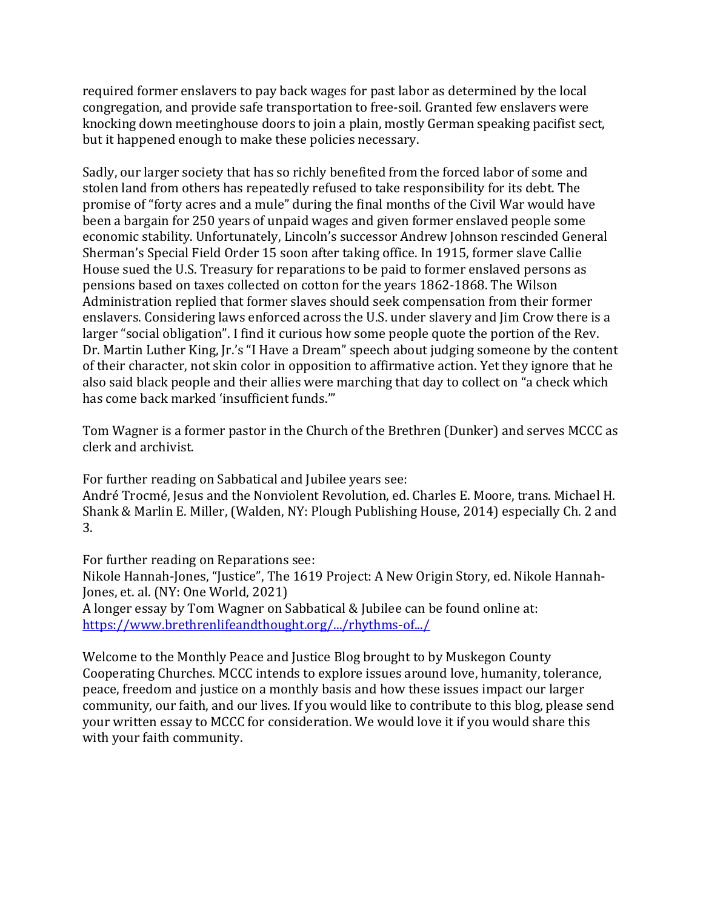required former enslavers to pay back wages for past labor as determined by the local congregation, and provide safe transportation to free-soil. Granted few enslavers were knocking down meetinghouse doors to join a plain, mostly German speaking pacifist sect, but it happened enough to make these policies necessary.

Sadly, our larger society that has so richly benefited from the forced labor of some and stolen land from others has repeatedly refused to take responsibility for its debt. The promise of "forty acres and a mule" during the final months of the Civil War would have been a bargain for 250 years of unpaid wages and given former enslaved people some economic stability. Unfortunately, Lincoln's successor Andrew Johnson rescinded General Sherman's Special Field Order 15 soon after taking office. In 1915, former slave Callie House sued the U.S. Treasury for reparations to be paid to former enslaved persons as pensions based on taxes collected on cotton for the years 1862-1868. The Wilson Administration replied that former slaves should seek compensation from their former enslavers. Considering laws enforced across the U.S. under slavery and Jim Crow there is a larger "social obligation". I find it curious how some people quote the portion of the Rev. Dr. Martin Luther King, Jr.'s "I Have a Dream" speech about judging someone by the content of their character, not skin color in opposition to affirmative action. Yet they ignore that he also said black people and their allies were marching that day to collect on "a check which has come back marked 'insufficient funds.'"

Tom Wagner is a former pastor in the Church of the Brethren (Dunker) and serves MCCC as clerk and archivist.

For further reading on Sabbatical and Jubilee years see:
André Trocmé, Jesus and the Nonviolent Revolution, ed. Charles E. Moore, trans. Michael H. Shank & Marlin E. Miller, (Walden, NY: Plough Publishing House, 2014) especially Ch. 2 and 3.

For further reading on Reparations see:
Nikole Hannah-Jones, "Justice", The 1619 Project: A New Origin Story, ed. Nikole Hannah-Jones, et. al. (NY: One World, 2021)
A longer essay by Tom Wagner on Sabbatical & Jubilee can be found online at:
[https://www.brethrenlifeandthought.org/.../rhythms-of.../](https://www.brethrenlifeandthought.org/.../rhythms-of.../)

Welcome to the Monthly Peace and Justice Blog brought to by Muskegon County Cooperating Churches. MCCC intends to explore issues around love, humanity, tolerance, peace, freedom and justice on a monthly basis and how these issues impact our larger community, our faith, and our lives. If you would like to contribute to this blog, please send your written essay to MCCC for consideration. We would love it if you would share this with your faith community.